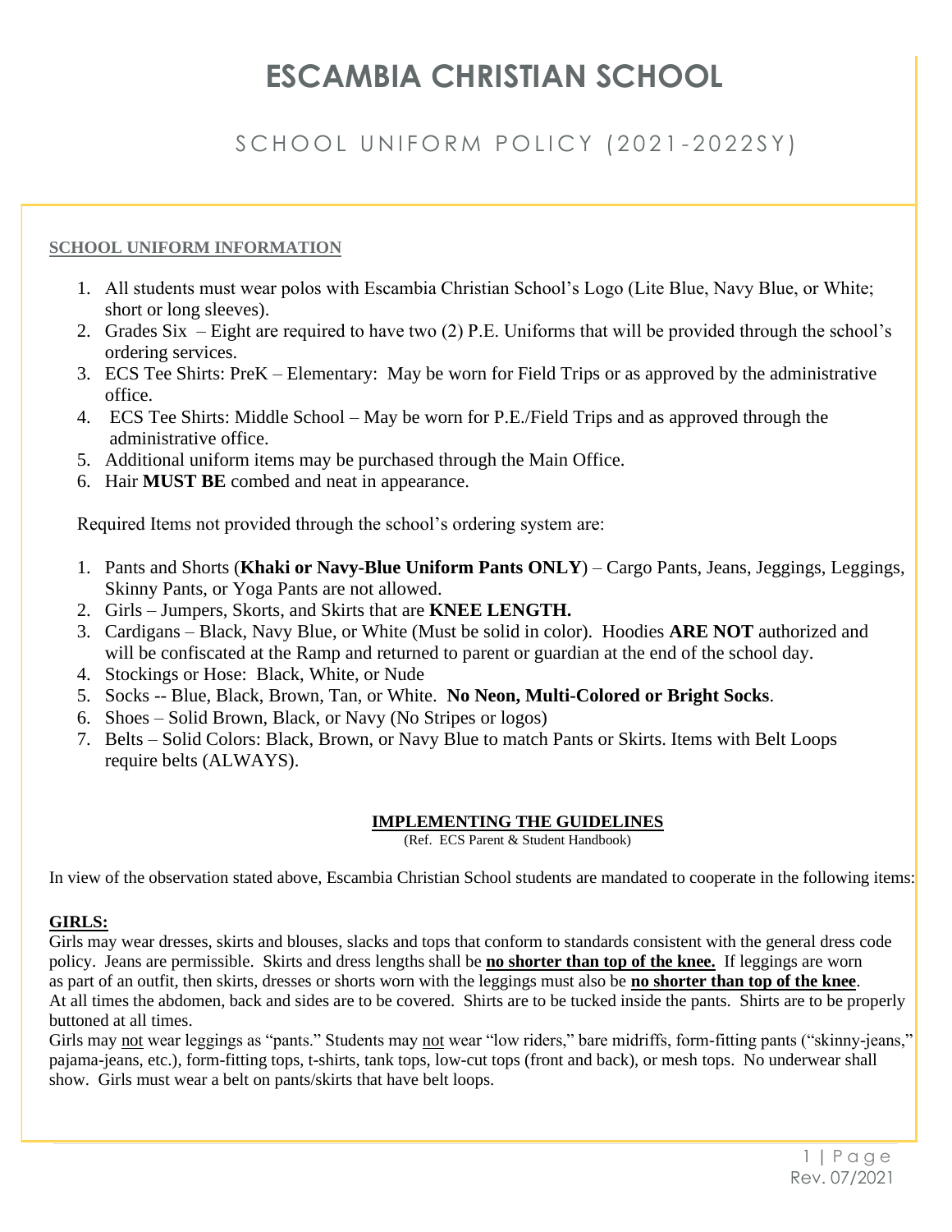# ESCAMBIA CHRISTIAN SCHOOL

## SCHOOL UNIFORM POLICY (2021-2022SY)

### SCHOOL UNIFORM INFORMATION

1. All students must wear polos with Escambia Christian School's Logo (Lite Blue, Navy Blue, or White; short or long sleeves).
2. Grades Six – Eight are required to have two (2) P.E. Uniforms that will be provided through the school's ordering services.
3. ECS Tee Shirts: PreK – Elementary: May be worn for Field Trips or as approved by the administrative office.
4. ECS Tee Shirts: Middle School – May be worn for P.E./Field Trips and as approved through the administrative office.
5. Additional uniform items may be purchased through the Main Office.
6. Hair **MUST BE** combed and neat in appearance.

Required Items not provided through the school's ordering system are:

1. Pants and Shorts (**Khaki or Navy-Blue Uniform Pants ONLY**) – Cargo Pants, Jeans, Jeggings, Leggings, Skinny Pants, or Yoga Pants are not allowed.
2. Girls – Jumpers, Skorts, and Skirts that are **KNEE LENGTH.**
3. Cardigans – Black, Navy Blue, or White (Must be solid in color). Hoodies **ARE NOT** authorized and will be confiscated at the Ramp and returned to parent or guardian at the end of the school day.
4. Stockings or Hose: Black, White, or Nude
5. Socks -- Blue, Black, Brown, Tan, or White. **No Neon, Multi-Colored or Bright Socks**.
6. Shoes – Solid Brown, Black, or Navy (No Stripes or logos)
7. Belts – Solid Colors: Black, Brown, or Navy Blue to match Pants or Skirts. Items with Belt Loops require belts (ALWAYS).

### IMPLEMENTING THE GUIDELINES

(Ref. ECS Parent & Student Handbook)

In view of the observation stated above, Escambia Christian School students are mandated to cooperate in the following items:

**GIRLS:**

Girls may wear dresses, skirts and blouses, slacks and tops that conform to standards consistent with the general dress code policy. Jeans are permissible. Skirts and dress lengths shall be **no shorter than top of the knee.** If leggings are worn as part of an outfit, then skirts, dresses or shorts worn with the leggings must also be **no shorter than top of the knee**. At all times the abdomen, back and sides are to be covered. Shirts are to be tucked inside the pants. Shirts are to be properly buttoned at all times.

Girls may not wear leggings as "pants." Students may not wear "low riders," bare midriffs, form-fitting pants ("skinny-jeans," pajama-jeans, etc.), form-fitting tops, t-shirts, tank tops, low-cut tops (front and back), or mesh tops. No underwear shall show. Girls must wear a belt on pants/skirts that have belt loops.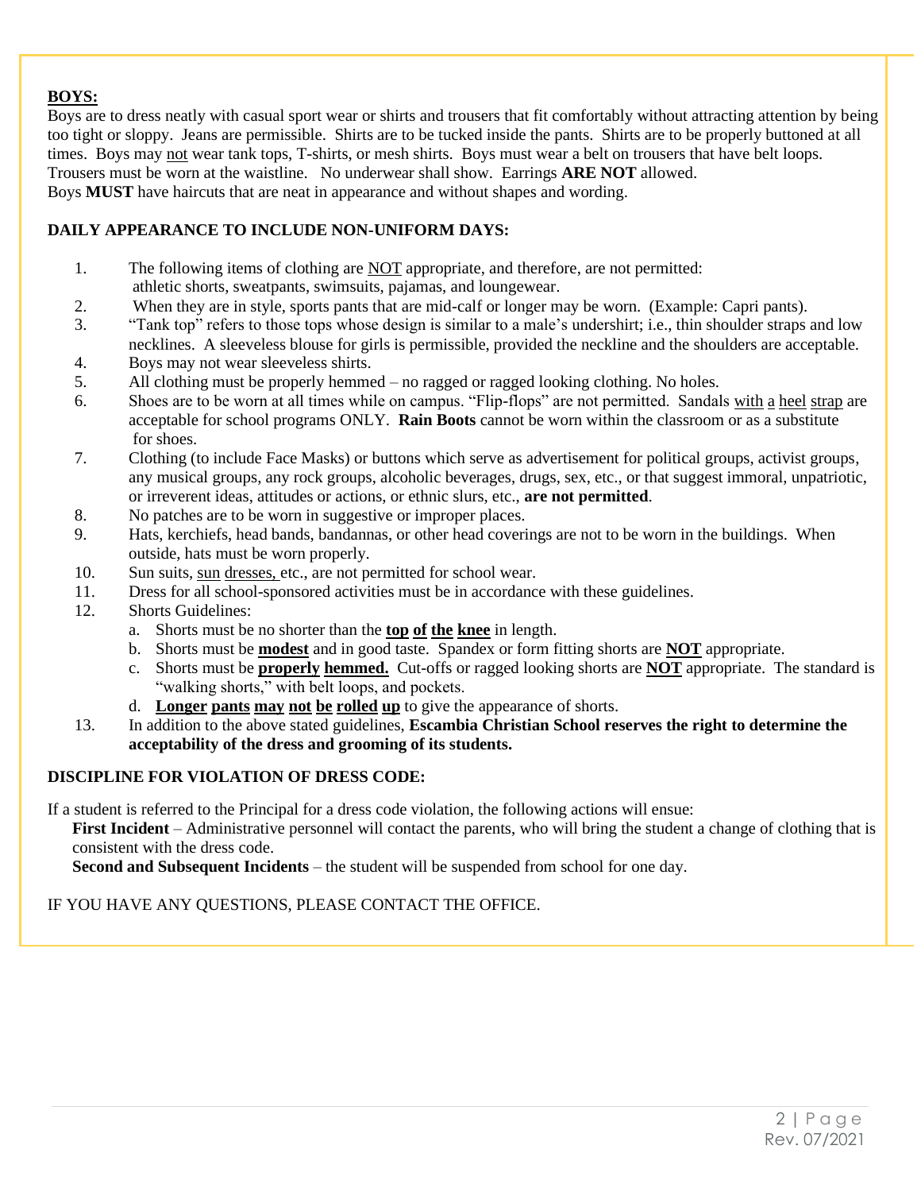**<u>BOYS:</u>**

Boys are to dress neatly with casual sport wear or shirts and trousers that fit comfortably without attracting attention by being too tight or sloppy. Jeans are permissible. Shirts are to be tucked inside the pants. Shirts are to be properly buttoned at all times. Boys may <u>not</u> wear tank tops, T-shirts, or mesh shirts. Boys must wear a belt on trousers that have belt loops. Trousers must be worn at the waistline. No underwear shall show. Earrings **ARE NOT** allowed.
Boys **MUST** have haircuts that are neat in appearance and without shapes and wording.

**DAILY APPEARANCE TO INCLUDE NON-UNIFORM DAYS:**

1. The following items of clothing are <u>NOT</u> appropriate, and therefore, are not permitted: athletic shorts, sweatpants, swimsuits, pajamas, and loungewear.
2. When they are in style, sports pants that are mid-calf or longer may be worn. (Example: Capri pants).
3. "Tank top" refers to those tops whose design is similar to a male's undershirt; i.e., thin shoulder straps and low necklines. A sleeveless blouse for girls is permissible, provided the neckline and the shoulders are acceptable.
4. Boys may not wear sleeveless shirts.
5. All clothing must be properly hemmed – no ragged or ragged looking clothing. No holes.
6. Shoes are to be worn at all times while on campus. "Flip-flops" are not permitted. Sandals <u>with a heel strap</u> are acceptable for school programs ONLY. **Rain Boots** cannot be worn within the classroom or as a substitute for shoes.
7. Clothing (to include Face Masks) or buttons which serve as advertisement for political groups, activist groups, any musical groups, any rock groups, alcoholic beverages, drugs, sex, etc., or that suggest immoral, unpatriotic, or irreverent ideas, attitudes or actions, or ethnic slurs, etc., **are not permitted**.
8. No patches are to be worn in suggestive or improper places.
9. Hats, kerchiefs, head bands, bandannas, or other head coverings are not to be worn in the buildings. When outside, hats must be worn properly.
10. Sun suits, <u>sun dresses,</u> etc., are not permitted for school wear.
11. Dress for all school-sponsored activities must be in accordance with these guidelines.
12. Shorts Guidelines:
    a. Shorts must be no shorter than the **<u>top of the knee</u>** in length.
    b. Shorts must be **<u>modest</u>** and in good taste. Spandex or form fitting shorts are **<u>NOT</u>** appropriate.
    c. Shorts must be **<u>properly hemmed.</u>** Cut-offs or ragged looking shorts are **<u>NOT</u>** appropriate. The standard is "walking shorts," with belt loops, and pockets.
    d. **<u>Longer pants may not be rolled up</u>** to give the appearance of shorts.
13. In addition to the above stated guidelines, **Escambia Christian School reserves the right to determine the acceptability of the dress and grooming of its students.**

**DISCIPLINE FOR VIOLATION OF DRESS CODE:**

If a student is referred to the Principal for a dress code violation, the following actions will ensue:

**First Incident** – Administrative personnel will contact the parents, who will bring the student a change of clothing that is consistent with the dress code.

**Second and Subsequent Incidents** – the student will be suspended from school for one day.

IF YOU HAVE ANY QUESTIONS, PLEASE CONTACT THE OFFICE.

Rev. 07/2021